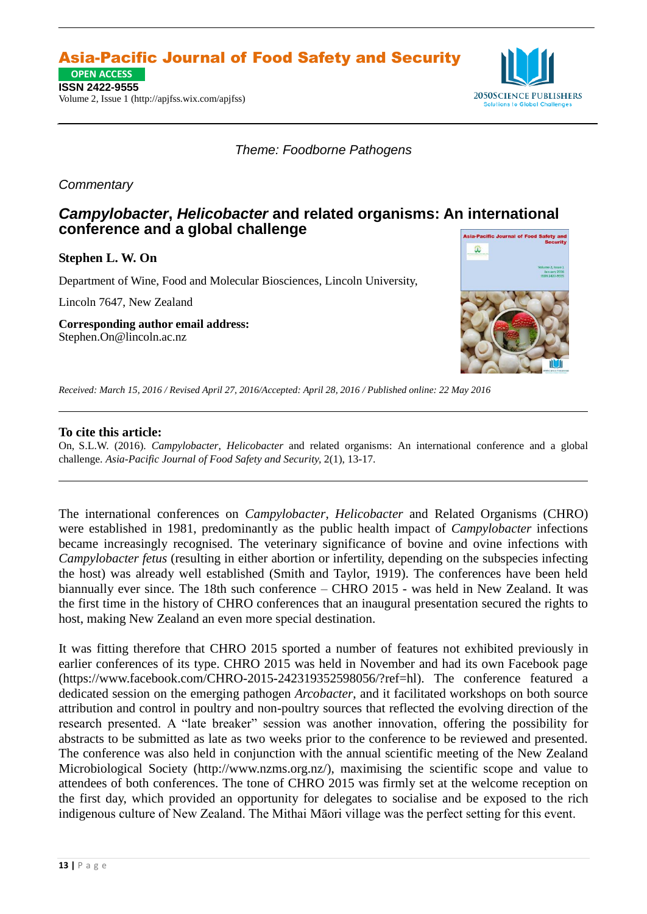**Asia-Pacific Journal of Food Safety and Security**

OPEN ACCESS

**ISSN 2422-9555**

Volume 2, Issue 1 (http://apjfss.wix.com/apjfss)

*Theme: Foodborne Pathogens*

*Commentary*

# ***Campylobacter*, *Helicobacter* and related organisms: An international conference and a global challenge**

**Stephen L. W. On**

Department of Wine, Food and Molecular Biosciences, Lincoln University,

Lincoln 7647, New Zealand

**Corresponding author email address:**
Stephen.On@lincoln.ac.nz

*Received: March 15, 2016 / Revised April 27, 2016/Accepted: April 28, 2016 / Published online: 22 May 2016*

**To cite this article:**
On, S.L.W. (2016). *Campylobacter*, *Helicobacter* and related organisms: An international conference and a global challenge. *Asia-Pacific Journal of Food Safety and Security,* 2(1), 13-17.

The international conferences on *Campylobacter*, *Helicobacter* and Related Organisms (CHRO) were established in 1981, predominantly as the public health impact of *Campylobacter* infections became increasingly recognised. The veterinary significance of bovine and ovine infections with *Campylobacter fetus* (resulting in either abortion or infertility, depending on the subspecies infecting the host) was already well established (Smith and Taylor, 1919). The conferences have been held biannually ever since. The 18th such conference – CHRO 2015 - was held in New Zealand. It was the first time in the history of CHRO conferences that an inaugural presentation secured the rights to host, making New Zealand an even more special destination.

It was fitting therefore that CHRO 2015 sported a number of features not exhibited previously in earlier conferences of its type. CHRO 2015 was held in November and had its own Facebook page (https://www.facebook.com/CHRO-2015-242319352598056/?ref=hl). The conference featured a dedicated session on the emerging pathogen *Arcobacter*, and it facilitated workshops on both source attribution and control in poultry and non-poultry sources that reflected the evolving direction of the research presented. A "late breaker" session was another innovation, offering the possibility for abstracts to be submitted as late as two weeks prior to the conference to be reviewed and presented. The conference was also held in conjunction with the annual scientific meeting of the New Zealand Microbiological Society (http://www.nzms.org.nz/), maximising the scientific scope and value to attendees of both conferences. The tone of CHRO 2015 was firmly set at the welcome reception on the first day, which provided an opportunity for delegates to socialise and be exposed to the rich indigenous culture of New Zealand. The Mithai Māori village was the perfect setting for this event.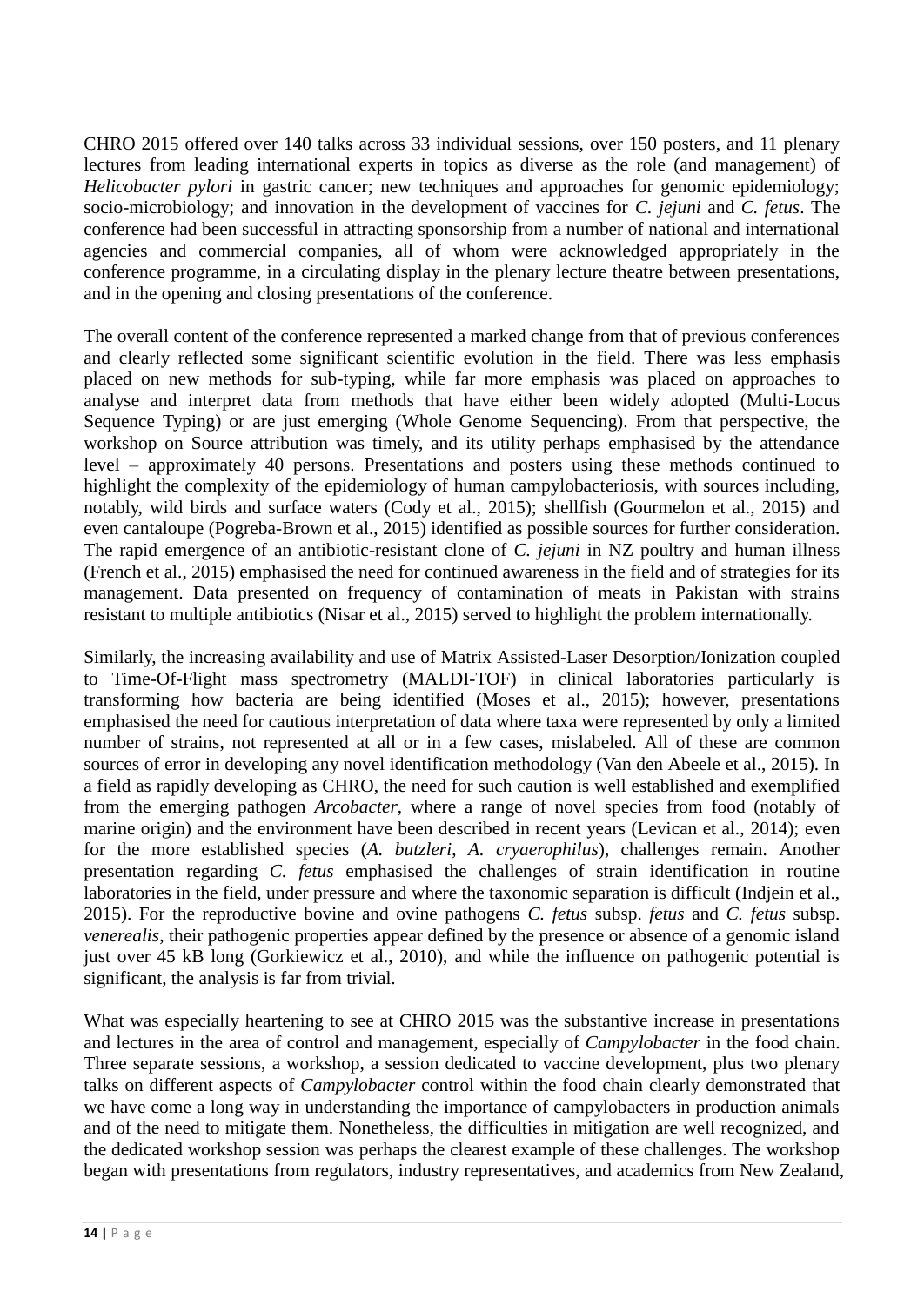CHRO 2015 offered over 140 talks across 33 individual sessions, over 150 posters, and 11 plenary lectures from leading international experts in topics as diverse as the role (and management) of *Helicobacter pylori* in gastric cancer; new techniques and approaches for genomic epidemiology; socio-microbiology; and innovation in the development of vaccines for *C. jejuni* and *C. fetus*. The conference had been successful in attracting sponsorship from a number of national and international agencies and commercial companies, all of whom were acknowledged appropriately in the conference programme, in a circulating display in the plenary lecture theatre between presentations, and in the opening and closing presentations of the conference.

The overall content of the conference represented a marked change from that of previous conferences and clearly reflected some significant scientific evolution in the field. There was less emphasis placed on new methods for sub-typing, while far more emphasis was placed on approaches to analyse and interpret data from methods that have either been widely adopted (Multi-Locus Sequence Typing) or are just emerging (Whole Genome Sequencing). From that perspective, the workshop on Source attribution was timely, and its utility perhaps emphasised by the attendance level – approximately 40 persons. Presentations and posters using these methods continued to highlight the complexity of the epidemiology of human campylobacteriosis, with sources including, notably, wild birds and surface waters (Cody et al., 2015); shellfish (Gourmelon et al., 2015) and even cantaloupe (Pogreba-Brown et al., 2015) identified as possible sources for further consideration. The rapid emergence of an antibiotic-resistant clone of *C. jejuni* in NZ poultry and human illness (French et al., 2015) emphasised the need for continued awareness in the field and of strategies for its management. Data presented on frequency of contamination of meats in Pakistan with strains resistant to multiple antibiotics (Nisar et al., 2015) served to highlight the problem internationally.

Similarly, the increasing availability and use of Matrix Assisted-Laser Desorption/Ionization coupled to Time-Of-Flight mass spectrometry (MALDI-TOF) in clinical laboratories particularly is transforming how bacteria are being identified (Moses et al., 2015); however, presentations emphasised the need for cautious interpretation of data where taxa were represented by only a limited number of strains, not represented at all or in a few cases, mislabeled. All of these are common sources of error in developing any novel identification methodology (Van den Abeele et al., 2015). In a field as rapidly developing as CHRO, the need for such caution is well established and exemplified from the emerging pathogen *Arcobacter*, where a range of novel species from food (notably of marine origin) and the environment have been described in recent years (Levican et al., 2014); even for the more established species (*A. butzleri*, *A. cryaerophilus*), challenges remain. Another presentation regarding *C. fetus* emphasised the challenges of strain identification in routine laboratories in the field, under pressure and where the taxonomic separation is difficult (Indjein et al., 2015). For the reproductive bovine and ovine pathogens *C. fetus* subsp. *fetus* and *C. fetus* subsp. *venerealis*, their pathogenic properties appear defined by the presence or absence of a genomic island just over 45 kB long (Gorkiewicz et al., 2010), and while the influence on pathogenic potential is significant, the analysis is far from trivial.

What was especially heartening to see at CHRO 2015 was the substantive increase in presentations and lectures in the area of control and management, especially of *Campylobacter* in the food chain. Three separate sessions, a workshop, a session dedicated to vaccine development, plus two plenary talks on different aspects of *Campylobacter* control within the food chain clearly demonstrated that we have come a long way in understanding the importance of campylobacters in production animals and of the need to mitigate them. Nonetheless, the difficulties in mitigation are well recognized, and the dedicated workshop session was perhaps the clearest example of these challenges. The workshop began with presentations from regulators, industry representatives, and academics from New Zealand,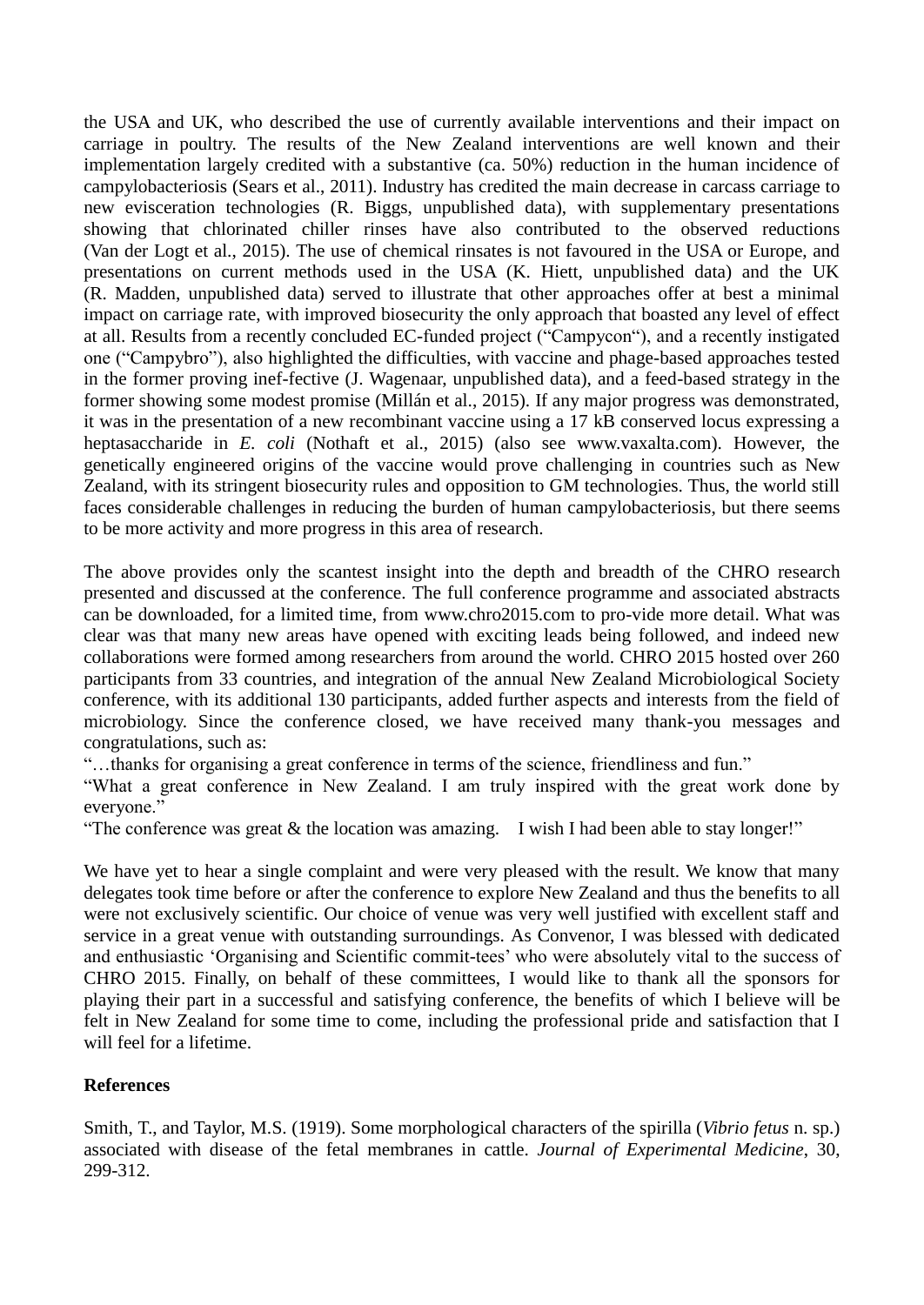the USA and UK, who described the use of currently available interventions and their impact on carriage in poultry. The results of the New Zealand interventions are well known and their implementation largely credited with a substantive (ca. 50%) reduction in the human incidence of campylobacteriosis (Sears et al., 2011). Industry has credited the main decrease in carcass carriage to new evisceration technologies (R. Biggs, unpublished data), with supplementary presentations showing that chlorinated chiller rinses have also contributed to the observed reductions (Van der Logt et al., 2015). The use of chemical rinsates is not favoured in the USA or Europe, and presentations on current methods used in the USA (K. Hiett, unpublished data) and the UK (R. Madden, unpublished data) served to illustrate that other approaches offer at best a minimal impact on carriage rate, with improved biosecurity the only approach that boasted any level of effect at all. Results from a recently concluded EC-funded project ("Campycon"), and a recently instigated one ("Campybro"), also highlighted the difficulties, with vaccine and phage-based approaches tested in the former proving inef-fective (J. Wagenaar, unpublished data), and a feed-based strategy in the former showing some modest promise (Millán et al., 2015). If any major progress was demonstrated, it was in the presentation of a new recombinant vaccine using a 17 kB conserved locus expressing a heptasaccharide in *E. coli* (Nothaft et al., 2015) (also see www.vaxalta.com). However, the genetically engineered origins of the vaccine would prove challenging in countries such as New Zealand, with its stringent biosecurity rules and opposition to GM technologies. Thus, the world still faces considerable challenges in reducing the burden of human campylobacteriosis, but there seems to be more activity and more progress in this area of research.

The above provides only the scantest insight into the depth and breadth of the CHRO research presented and discussed at the conference. The full conference programme and associated abstracts can be downloaded, for a limited time, from www.chro2015.com to pro-vide more detail. What was clear was that many new areas have opened with exciting leads being followed, and indeed new collaborations were formed among researchers from around the world. CHRO 2015 hosted over 260 participants from 33 countries, and integration of the annual New Zealand Microbiological Society conference, with its additional 130 participants, added further aspects and interests from the field of microbiology. Since the conference closed, we have received many thank-you messages and congratulations, such as:

"…thanks for organising a great conference in terms of the science, friendliness and fun."

"What a great conference in New Zealand. I am truly inspired with the great work done by everyone."

"The conference was great & the location was amazing. I wish I had been able to stay longer!"

We have yet to hear a single complaint and were very pleased with the result. We know that many delegates took time before or after the conference to explore New Zealand and thus the benefits to all were not exclusively scientific. Our choice of venue was very well justified with excellent staff and service in a great venue with outstanding surroundings. As Convenor, I was blessed with dedicated and enthusiastic 'Organising and Scientific commit-tees' who were absolutely vital to the success of CHRO 2015. Finally, on behalf of these committees, I would like to thank all the sponsors for playing their part in a successful and satisfying conference, the benefits of which I believe will be felt in New Zealand for some time to come, including the professional pride and satisfaction that I will feel for a lifetime.

**References**

Smith, T., and Taylor, M.S. (1919). Some morphological characters of the spirilla (*Vibrio fetus* n. sp.) associated with disease of the fetal membranes in cattle. *Journal of Experimental Medicine*, 30, 299-312.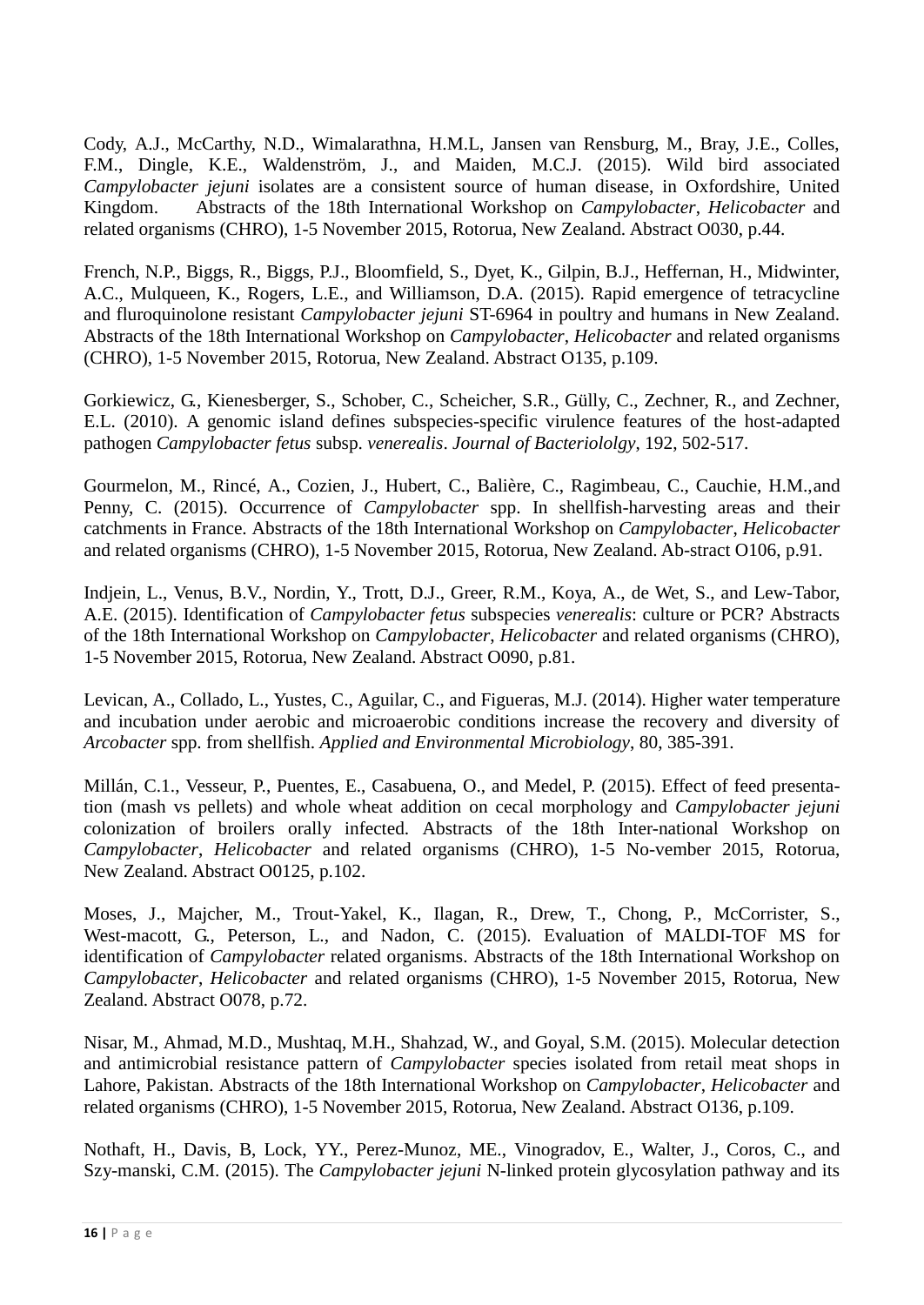Cody, A.J., McCarthy, N.D., Wimalarathna, H.M.L, Jansen van Rensburg, M., Bray, J.E., Colles, F.M., Dingle, K.E., Waldenström, J., and Maiden, M.C.J. (2015). Wild bird associated *Campylobacter jejuni* isolates are a consistent source of human disease, in Oxfordshire, United Kingdom. Abstracts of the 18th International Workshop on *Campylobacter*, *Helicobacter* and related organisms (CHRO), 1-5 November 2015, Rotorua, New Zealand. Abstract O030, p.44.

French, N.P., Biggs, R., Biggs, P.J., Bloomfield, S., Dyet, K., Gilpin, B.J., Heffernan, H., Midwinter, A.C., Mulqueen, K., Rogers, L.E., and Williamson, D.A. (2015). Rapid emergence of tetracycline and fluroquinolone resistant *Campylobacter jejuni* ST-6964 in poultry and humans in New Zealand. Abstracts of the 18th International Workshop on *Campylobacter*, *Helicobacter* and related organisms (CHRO), 1-5 November 2015, Rotorua, New Zealand. Abstract O135, p.109.

Gorkiewicz, G., Kienesberger, S., Schober, C., Scheicher, S.R., Gülly, C., Zechner, R., and Zechner, E.L. (2010). A genomic island defines subspecies-specific virulence features of the host-adapted pathogen *Campylobacter fetus* subsp. *venerealis*. *Journal of Bacteriololgy*, 192, 502-517.

Gourmelon, M., Rincé, A., Cozien, J., Hubert, C., Balière, C., Ragimbeau, C., Cauchie, H.M.,and Penny, C. (2015). Occurrence of *Campylobacter* spp. In shellfish-harvesting areas and their catchments in France. Abstracts of the 18th International Workshop on *Campylobacter*, *Helicobacter* and related organisms (CHRO), 1-5 November 2015, Rotorua, New Zealand. Ab-stract O106, p.91.

Indjein, L., Venus, B.V., Nordin, Y., Trott, D.J., Greer, R.M., Koya, A., de Wet, S., and Lew-Tabor, A.E. (2015). Identification of *Campylobacter fetus* subspecies *venerealis*: culture or PCR? Abstracts of the 18th International Workshop on *Campylobacter*, *Helicobacter* and related organisms (CHRO), 1-5 November 2015, Rotorua, New Zealand. Abstract O090, p.81.

Levican, A., Collado, L., Yustes, C., Aguilar, C., and Figueras, M.J. (2014). Higher water temperature and incubation under aerobic and microaerobic conditions increase the recovery and diversity of *Arcobacter* spp. from shellfish. *Applied and Environmental Microbiology*, 80, 385-391.

Millán, C.1., Vesseur, P., Puentes, E., Casabuena, O., and Medel, P. (2015). Effect of feed presenta-tion (mash vs pellets) and whole wheat addition on cecal morphology and *Campylobacter jejuni* colonization of broilers orally infected. Abstracts of the 18th Inter-national Workshop on *Campylobacter*, *Helicobacter* and related organisms (CHRO), 1-5 No-vember 2015, Rotorua, New Zealand. Abstract O0125, p.102.

Moses, J., Majcher, M., Trout-Yakel, K., Ilagan, R., Drew, T., Chong, P., McCorrister, S., West-macott, G., Peterson, L., and Nadon, C. (2015). Evaluation of MALDI-TOF MS for identification of *Campylobacter* related organisms. Abstracts of the 18th International Workshop on *Campylobacter*, *Helicobacter* and related organisms (CHRO), 1-5 November 2015, Rotorua, New Zealand. Abstract O078, p.72.

Nisar, M., Ahmad, M.D., Mushtaq, M.H., Shahzad, W., and Goyal, S.M. (2015). Molecular detection and antimicrobial resistance pattern of *Campylobacter* species isolated from retail meat shops in Lahore, Pakistan. Abstracts of the 18th International Workshop on *Campylobacter*, *Helicobacter* and related organisms (CHRO), 1-5 November 2015, Rotorua, New Zealand. Abstract O136, p.109.

Nothaft, H., Davis, B, Lock, YY., Perez-Munoz, ME., Vinogradov, E., Walter, J., Coros, C., and Szy-manski, C.M. (2015). The *Campylobacter jejuni* N-linked protein glycosylation pathway and its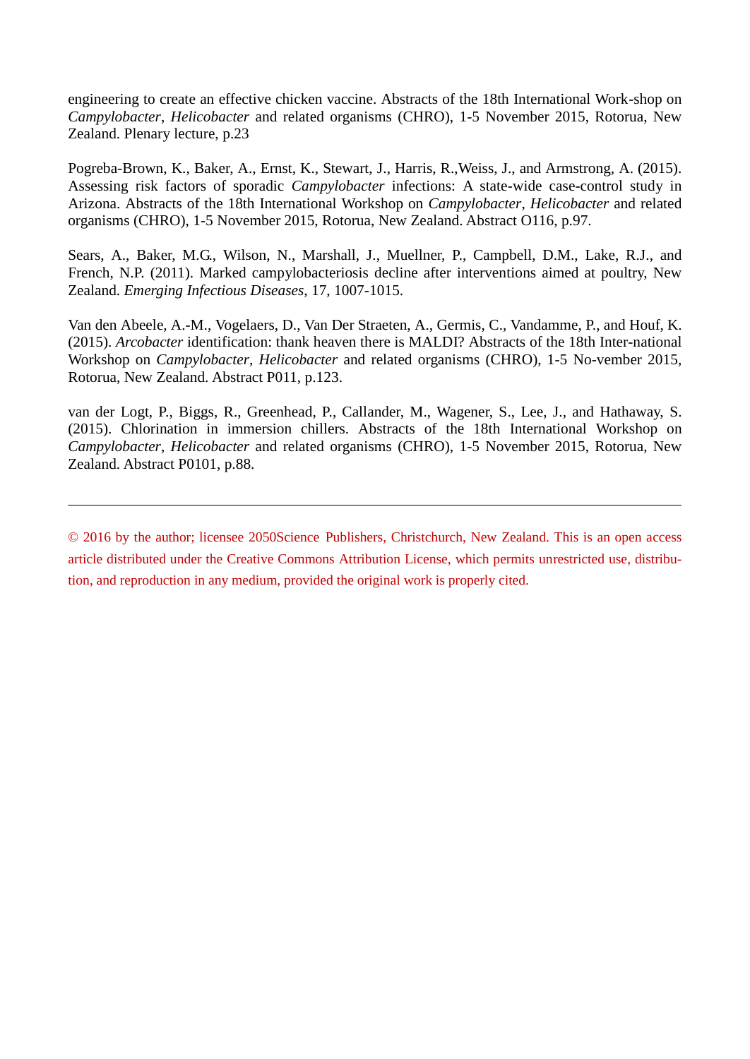engineering to create an effective chicken vaccine. Abstracts of the 18th International Work-shop on *Campylobacter*, *Helicobacter* and related organisms (CHRO), 1-5 November 2015, Rotorua, New Zealand. Plenary lecture, p.23

Pogreba-Brown, K., Baker, A., Ernst, K., Stewart, J., Harris, R.,Weiss, J., and Armstrong, A. (2015). Assessing risk factors of sporadic *Campylobacter* infections: A state-wide case-control study in Arizona. Abstracts of the 18th International Workshop on *Campylobacter*, *Helicobacter* and related organisms (CHRO), 1-5 November 2015, Rotorua, New Zealand. Abstract O116, p.97.

Sears, A., Baker, M.G., Wilson, N., Marshall, J., Muellner, P., Campbell, D.M., Lake, R.J., and French, N.P. (2011). Marked campylobacteriosis decline after interventions aimed at poultry, New Zealand. *Emerging Infectious Diseases*, 17, 1007-1015.

Van den Abeele, A.-M., Vogelaers, D., Van Der Straeten, A., Germis, C., Vandamme, P., and Houf, K. (2015). *Arcobacter* identification: thank heaven there is MALDI? Abstracts of the 18th Inter-national Workshop on *Campylobacter*, *Helicobacter* and related organisms (CHRO), 1-5 No-vember 2015, Rotorua, New Zealand. Abstract P011, p.123.

van der Logt, P., Biggs, R., Greenhead, P., Callander, M., Wagener, S., Lee, J., and Hathaway, S. (2015). Chlorination in immersion chillers. Abstracts of the 18th International Workshop on *Campylobacter*, *Helicobacter* and related organisms (CHRO), 1-5 November 2015, Rotorua, New Zealand. Abstract P0101, p.88.

---

© 2016 by the author; licensee 2050Science Publishers, Christchurch, New Zealand. This is an open access article distributed under the Creative Commons Attribution License, which permits unrestricted use, distribution, and reproduction in any medium, provided the original work is properly cited.